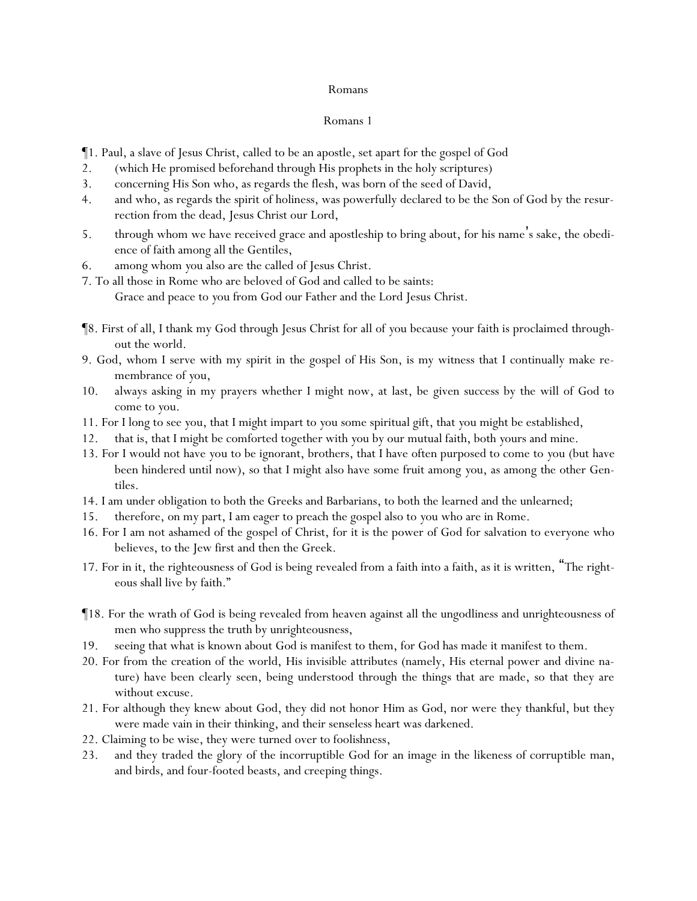# Romans

## Romans 1

¶1. Paul, a slave of Jesus Christ, called to be an apostle, set apart for the gospel of God

2. (which He promised beforehand through His prophets in the holy scriptures)

3. concerning His Son who, as regards the flesh, was born of the seed of David,

4. and who, as regards the spirit of holiness, was powerfully declared to be the Son of God by the resurrection from the dead, Jesus Christ our Lord,

5. through whom we have received grace and apostleship to bring about, for his name's sake, the obedience of faith among all the Gentiles,

6. among whom you also are the called of Jesus Christ.

7. To all those in Rome who are beloved of God and called to be saints:
Grace and peace to you from God our Father and the Lord Jesus Christ.

¶8. First of all, I thank my God through Jesus Christ for all of you because your faith is proclaimed throughout the world.

9. God, whom I serve with my spirit in the gospel of His Son, is my witness that I continually make remembrance of you,

10. always asking in my prayers whether I might now, at last, be given success by the will of God to come to you.

11. For I long to see you, that I might impart to you some spiritual gift, that you might be established,

12. that is, that I might be comforted together with you by our mutual faith, both yours and mine.

13. For I would not have you to be ignorant, brothers, that I have often purposed to come to you (but have been hindered until now), so that I might also have some fruit among you, as among the other Gentiles.

14. I am under obligation to both the Greeks and Barbarians, to both the learned and the unlearned;

15. therefore, on my part, I am eager to preach the gospel also to you who are in Rome.

16. For I am not ashamed of the gospel of Christ, for it is the power of God for salvation to everyone who believes, to the Jew first and then the Greek.

17. For in it, the righteousness of God is being revealed from a faith into a faith, as it is written, "The righteous shall live by faith."

¶18. For the wrath of God is being revealed from heaven against all the ungodliness and unrighteousness of men who suppress the truth by unrighteousness,

19. seeing that what is known about God is manifest to them, for God has made it manifest to them.

20. For from the creation of the world, His invisible attributes (namely, His eternal power and divine nature) have been clearly seen, being understood through the things that are made, so that they are without excuse.

21. For although they knew about God, they did not honor Him as God, nor were they thankful, but they were made vain in their thinking, and their senseless heart was darkened.

22. Claiming to be wise, they were turned over to foolishness,

23. and they traded the glory of the incorruptible God for an image in the likeness of corruptible man, and birds, and four-footed beasts, and creeping things.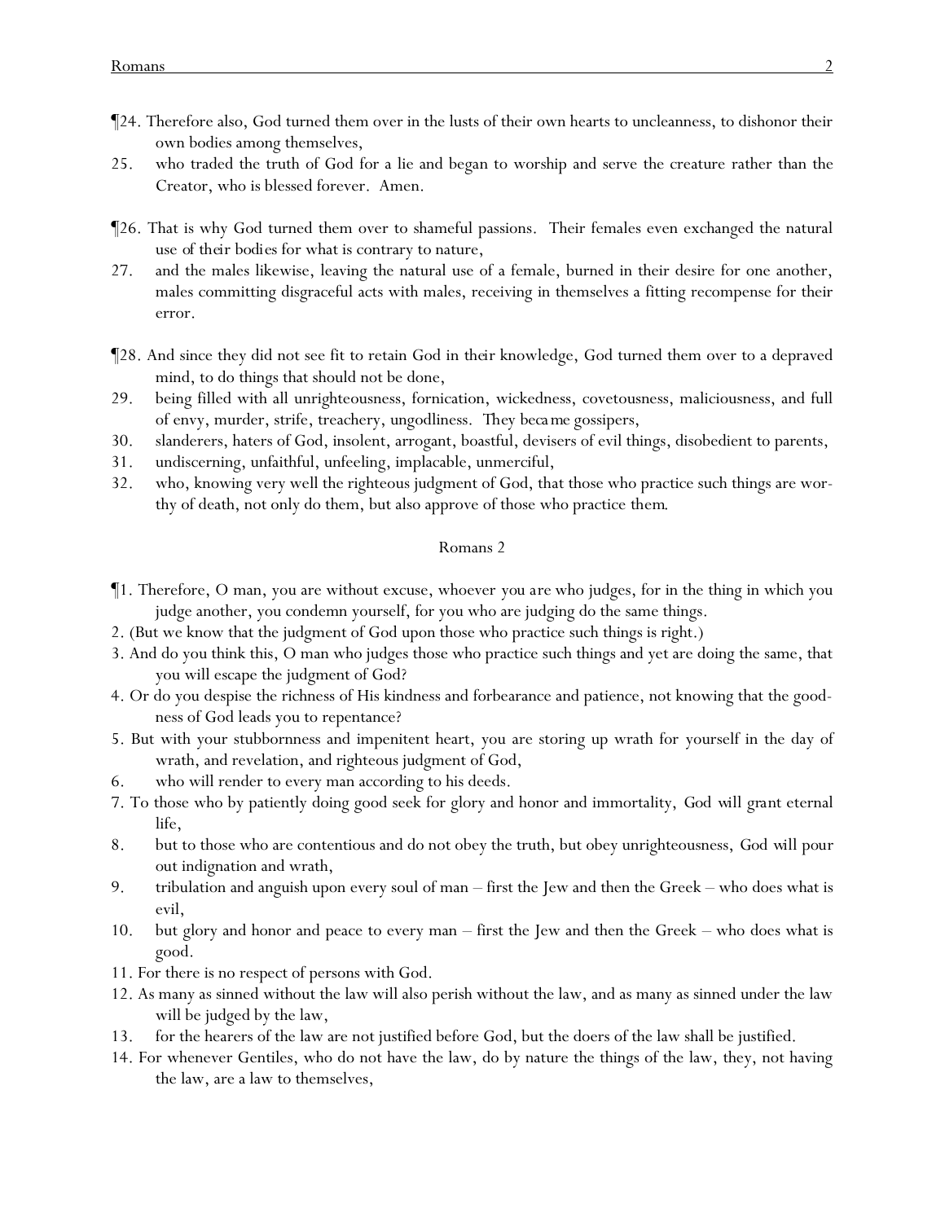¶24. Therefore also, God turned them over in the lusts of their own hearts to uncleanness, to dishonor their own bodies among themselves,

25. who traded the truth of God for a lie and began to worship and serve the creature rather than the Creator, who is blessed forever. Amen.

¶26. That is why God turned them over to shameful passions. Their females even exchanged the natural use of their bodies for what is contrary to nature,

27. and the males likewise, leaving the natural use of a female, burned in their desire for one another, males committing disgraceful acts with males, receiving in themselves a fitting recompense for their error.

¶28. And since they did not see fit to retain God in their knowledge, God turned them over to a depraved mind, to do things that should not be done,

29. being filled with all unrighteousness, fornication, wickedness, covetousness, maliciousness, and full of envy, murder, strife, treachery, ungodliness. They became gossipers,

30. slanderers, haters of God, insolent, arrogant, boastful, devisers of evil things, disobedient to parents,

31. undiscerning, unfaithful, unfeeling, implacable, unmerciful,

32. who, knowing very well the righteous judgment of God, that those who practice such things are worthy of death, not only do them, but also approve of those who practice them.

## Romans 2

¶1. Therefore, O man, you are without excuse, whoever you are who judges, for in the thing in which you judge another, you condemn yourself, for you who are judging do the same things.

2. (But we know that the judgment of God upon those who practice such things is right.)

3. And do you think this, O man who judges those who practice such things and yet are doing the same, that you will escape the judgment of God?

4. Or do you despise the richness of His kindness and forbearance and patience, not knowing that the goodness of God leads you to repentance?

5. But with your stubbornness and impenitent heart, you are storing up wrath for yourself in the day of wrath, and revelation, and righteous judgment of God,

6. who will render to every man according to his deeds.

7. To those who by patiently doing good seek for glory and honor and immortality, God will grant eternal life,

8. but to those who are contentious and do not obey the truth, but obey unrighteousness, God will pour out indignation and wrath,

9. tribulation and anguish upon every soul of man – first the Jew and then the Greek – who does what is evil,

10. but glory and honor and peace to every man – first the Jew and then the Greek – who does what is good.

11. For there is no respect of persons with God.

12. As many as sinned without the law will also perish without the law, and as many as sinned under the law will be judged by the law,

13. for the hearers of the law are not justified before God, but the doers of the law shall be justified.

14. For whenever Gentiles, who do not have the law, do by nature the things of the law, they, not having the law, are a law to themselves,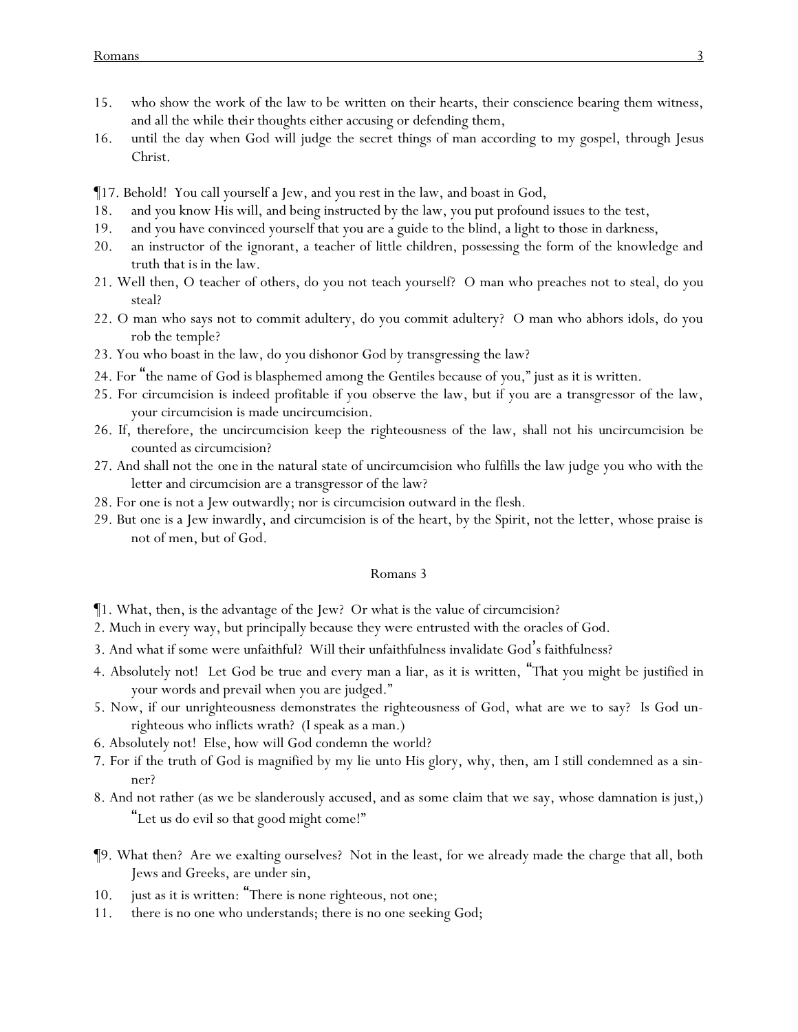15. who show the work of the law to be written on their hearts, their conscience bearing them witness, and all the while their thoughts either accusing or defending them,

16. until the day when God will judge the secret things of man according to my gospel, through Jesus Christ.

¶17. Behold! You call yourself a Jew, and you rest in the law, and boast in God,

18. and you know His will, and being instructed by the law, you put profound issues to the test,

19. and you have convinced yourself that you are a guide to the blind, a light to those in darkness,

20. an instructor of the ignorant, a teacher of little children, possessing the form of the knowledge and truth *that is* in the law.

21. Well then, O teacher of others, do you not teach yourself? O man who preaches not to steal, do you steal?

22. O man who says not to commit adultery, do you commit adultery? O man who abhors idols, do you rob the temple?

23. You who boast in the law, do you dishonor God by transgressing the law?

24. For "the name of God is blasphemed among the Gentiles because of you," just as it is written.

25. For circumcision is indeed profitable if you observe the law, but if you are a transgressor of the law, your circumcision is made uncircumcision.

26. If, therefore, the uncircumcision keep the righteousness of the law, shall not his uncircumcision be counted as circumcision?

27. And shall not the *one* in the natural state of uncircumcision who fulfills the law judge you who with the letter and circumcision are a transgressor of the law?

28. For one is not a Jew outwardly; nor is circumcision outward in the flesh.

29. But one is a Jew inwardly, and circumcision is of the heart, by the Spirit, not the letter, whose praise is not of men, but of God.

## Romans 3

¶1. What, then, is the advantage of the Jew? Or what is the value of circumcision?

2. Much in every way, but principally because they were entrusted with the oracles of God.

3. And what if some were unfaithful? Will their unfaithfulness invalidate God's faithfulness?

4. Absolutely not! Let God be true and every man a liar, as it is written, "That you might be justified in your words and prevail when you are judged."

5. Now, if our unrighteousness demonstrates the righteousness of God, what are we to say? Is God unrighteous who inflicts wrath? (I speak as a man.)

6. Absolutely not! Else, how will God condemn the world?

7. For if the truth of God is magnified by my lie unto His glory, why, then, am I still condemned as a sinner?

8. And not rather (as we be slanderously accused, and as some claim that we say, whose damnation is just,) "Let us do evil so that good might come!"

¶9. What then? Are we exalting ourselves? Not in the least, for we already made the charge that all, both Jews and Greeks, are under sin,

10. just as it is written: "There is none righteous, not one;

11. there is no one who understands; there is no one seeking God;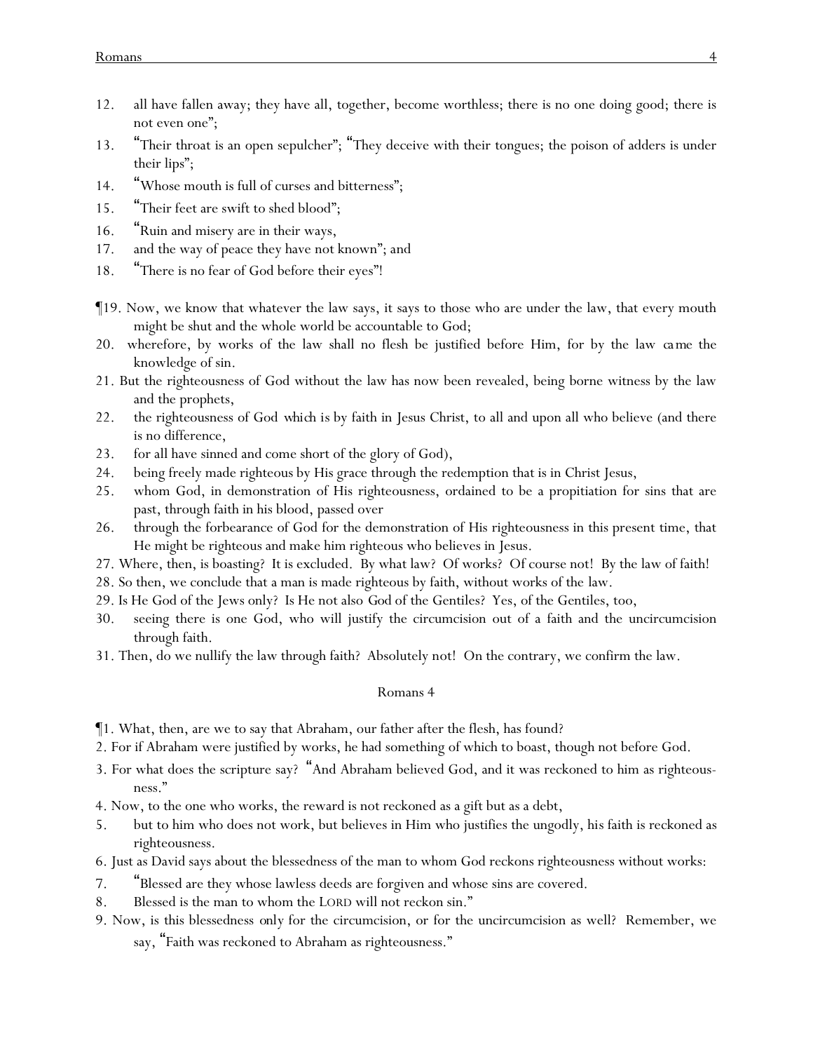12. all have fallen away; they have all, together, become worthless; there is no one doing good; there is not even one";
13. "Their throat is an open sepulcher"; "They deceive with their tongues; the poison of adders is under their lips";
14. "Whose mouth is full of curses and bitterness";
15. "Their feet are swift to shed blood";
16. "Ruin and misery are in their ways,
17. and the way of peace they have not known"; and
18. "There is no fear of God before their eyes"!

¶19. Now, we know that whatever the law says, it says to those who are under the law, that every mouth might be shut and the whole world be accountable to God;
20. wherefore, by works of the law shall no flesh be justified before Him, for by the law *came* the knowledge of sin.
21. But the righteousness of God without the law has now been revealed, being borne witness by the law and the prophets,
22. the righteousness of God *which is* by faith in Jesus Christ, to all and upon all who believe (and there is no difference,
23. for all have sinned and come short of the glory of God),
24. being freely made righteous by His grace through the redemption that is in Christ Jesus,
25. whom God, in demonstration of His righteousness, ordained to be a propitiation for sins that are past, through faith in his blood, passed over
26. through the forbearance of God for the demonstration of His righteousness in this present time, that He might be righteous and make him righteous who believes in Jesus.
27. Where, then, is boasting? It is excluded. By what law? Of works? Of course not! By the law of faith!
28. So then, we conclude that a man is made righteous by faith, without works of the law.
29. Is He God of the Jews only? Is He not also God of the Gentiles? Yes, of the Gentiles, too,
30. seeing there is one God, who will justify the circumcision out of a faith and the uncircumcision through faith.
31. Then, do we nullify the law through faith? Absolutely not! On the contrary, we confirm the law.

## Romans 4

¶1. What, then, are we to say that Abraham, our father after the flesh, has found?
2. For if Abraham were justified by works, he had something of which to boast, though not before God.
3. For what does the scripture say? "And Abraham believed God, and it was reckoned to him as righteousness."
4. Now, to the one who works, the reward is not reckoned as a gift but as a debt,
5. but to him who does not work, but believes in Him who justifies the ungodly, his faith is reckoned as righteousness.
6. Just as David says about the blessedness of the man to whom God reckons righteousness without works:
7. "Blessed are they whose lawless deeds are forgiven and whose sins are covered.
8. Blessed is the man to whom the LORD will not reckon sin."
9. Now, is this blessedness only for the circumcision, or for the uncircumcision as well? Remember, we say, "Faith was reckoned to Abraham as righteousness."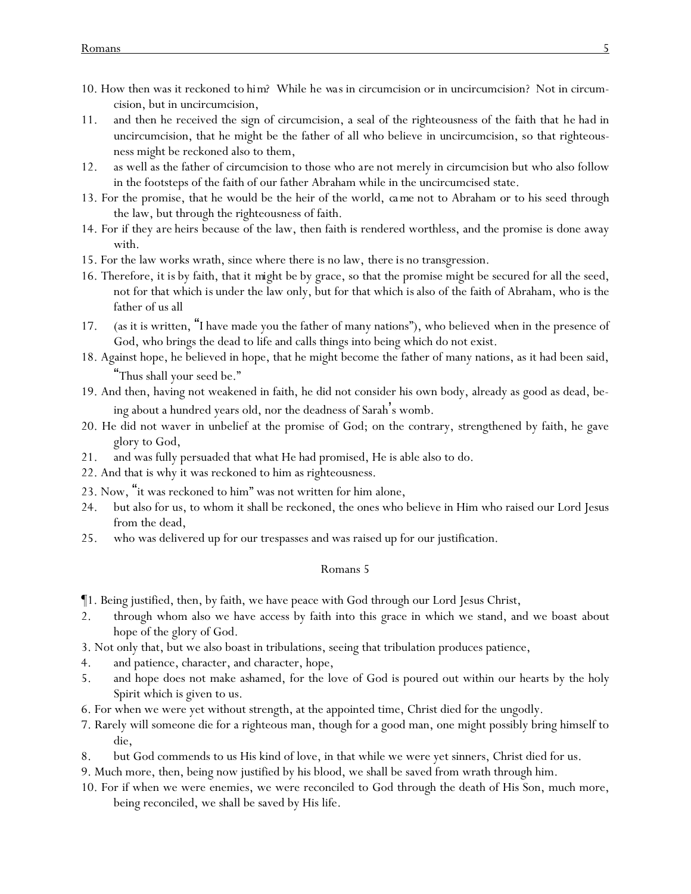10. How then was it reckoned to *him*? While he *was* in circumcision or in uncircumcision? Not in circumcision, but in uncircumcision,

11. and then he received the sign of circumcision, a seal of the righteousness of the faith that *he had* in uncircumcision, that he might be the father of all who believe in uncircumcision, so that righteousness might be reckoned also to them,

12. as well as the father of circumcision to those who *are* not merely in circumcision but who also follow in the footsteps of the faith of our father Abraham while in the uncircumcised state.

13. For the promise, that he would be the heir of the world, *came* not to Abraham or to his seed through the law, but through the righteousness of faith.

14. For if they *are* heirs because of the law, then faith is rendered worthless, and the promise is done away with.

15. For the law works wrath, since where there is no law, there *is* no transgression.

16. Therefore, it *is* by faith, that it *might be* by grace, so that the promise might be secured for all the seed, not for that which is under the law only, but for that which is also of the faith of Abraham, who is the father of us all

17. (as it is written, "I have made you the father of many nations"), who believed *when* in the presence of God, who brings the dead to life and calls things into being which do not exist.

18. Against hope, he believed in hope, that he might become the father of many nations, as it had been said, "Thus shall your seed be."

19. And then, having not weakened in faith, he did not consider his own body, already as good as dead, being about a hundred years old, nor the deadness of Sarah's womb.

20. He did not waver in unbelief at the promise of God; on the contrary, strengthened by faith, he gave glory to God,

21. and was fully persuaded that what He had promised, He is able also to do.

22. And that is why it was reckoned to him as righteousness.

23. Now, "it was reckoned to him" was not written for him alone,

24. but also for us, to whom it shall be reckoned, the ones who believe in Him who raised our Lord Jesus from the dead,

25. who was delivered up for our trespasses and was raised up for our justification.

## Romans 5

¶1. Being justified, then, by faith, we have peace with God through our Lord Jesus Christ,

2. through whom also we have access by faith into this grace in which we stand, and we boast about hope of the glory of God.

3. Not only that, but we also boast in tribulations, seeing that tribulation produces patience,

4. and patience, character, and character, hope,

5. and hope does not make ashamed, for the love of God is poured out within our hearts by the holy Spirit which is given to us.

6. For when we were yet without strength, at the appointed time, Christ died for the ungodly.

7. Rarely will someone die for a righteous man, though for a good man, one might possibly bring himself to die,

8. but God commends to us His kind of love, in that while we were yet sinners, Christ died for us.

9. Much more, then, being now justified by his blood, we shall be saved from wrath through him.

10. For if when we were enemies, we were reconciled to God through the death of His Son, much more, being reconciled, we shall be saved by His life.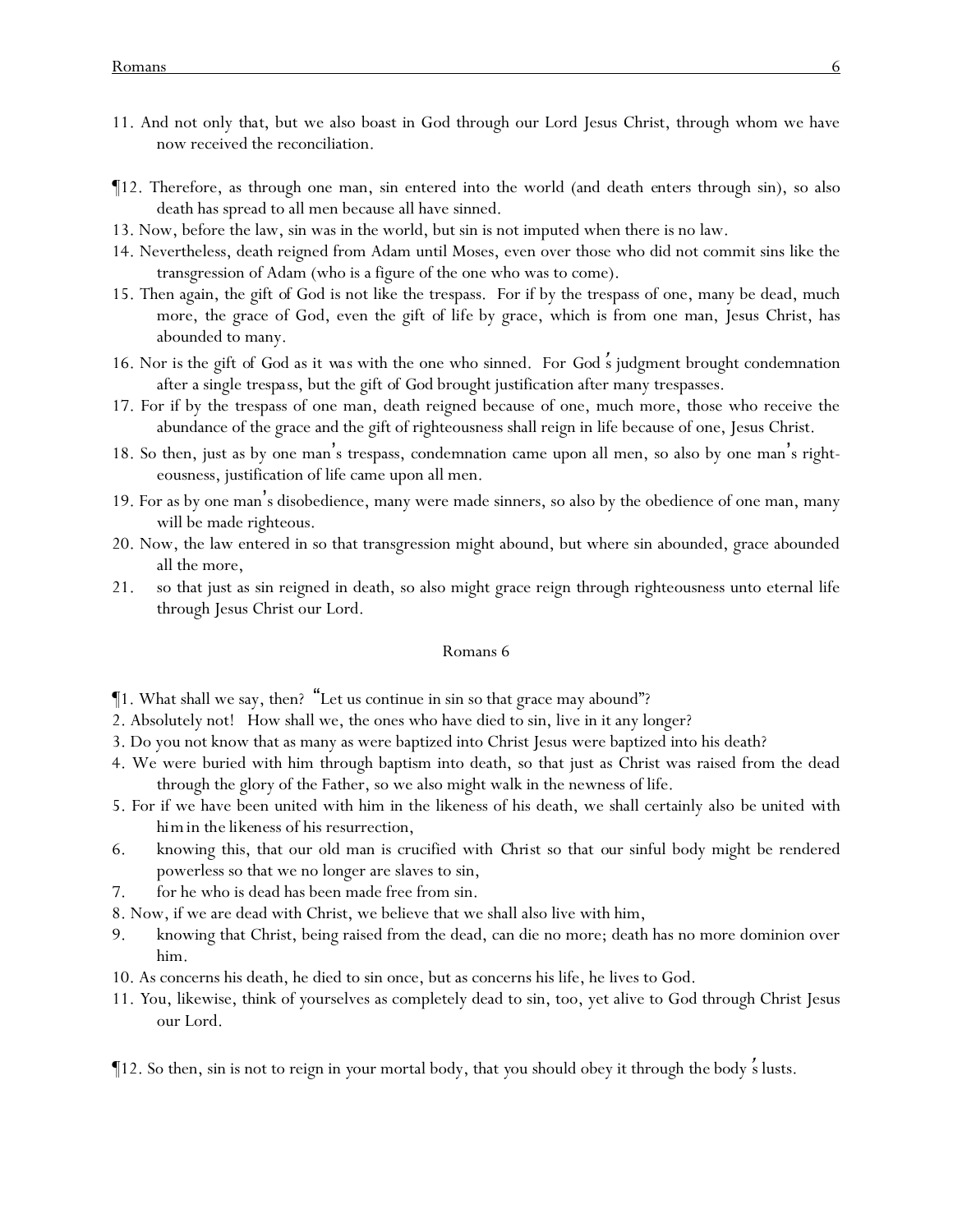11. And not only that, but we also boast in God through our Lord Jesus Christ, through whom we have now received the reconciliation.

¶12. Therefore, as through one man, sin entered into the world (and death enters through sin), so also death has spread to all men because all have sinned.
13. Now, before the law, sin was in the world, but sin is not imputed when there is no law.
14. Nevertheless, death reigned from Adam until Moses, even over those who did not commit sins like the transgression of Adam (who is a figure of the one who was to come).
15. Then again, the gift of God is not like the trespass. For if by the trespass of one, many be dead, much more, the grace of God, even the gift of life by grace, which is from one man, Jesus Christ, has abounded to many.
16. Nor is the gift of God as it was with the one who sinned. For God's judgment brought condemnation after a single trespass, but the gift of God brought justification after many trespasses.
17. For if by the trespass of one man, death reigned because of one, much more, those who receive the abundance of the grace and the gift of righteousness shall reign in life because of one, Jesus Christ.
18. So then, just as by one man's trespass, condemnation came upon all men, so also by one man's righteousness, justification of life came upon all men.
19. For as by one man's disobedience, many were made sinners, so also by the obedience of one man, many will be made righteous.
20. Now, the law entered in so that transgression might abound, but where sin abounded, grace abounded all the more,
21. so that just as sin reigned in death, so also might grace reign through righteousness unto eternal life through Jesus Christ our Lord.

## Romans 6

¶1. What shall we say, then? "Let us continue in sin so that grace may abound"?
2. Absolutely not! How shall we, the ones who have died to sin, live in it any longer?
3. Do you not know that as many as were baptized into Christ Jesus were baptized into his death?
4. We were buried with him through baptism into death, so that just as Christ was raised from the dead through the glory of the Father, so we also might walk in the newness of life.
5. For if we have been united with him in the likeness of his death, we shall certainly also be united with him in the likeness of his resurrection,
6. knowing this, that our old man is crucified with Christ so that our sinful body might be rendered powerless so that we no longer are slaves to sin,
7. for he who is dead has been made free from sin.
8. Now, if we are dead with Christ, we believe that we shall also live with him,
9. knowing that Christ, being raised from the dead, can die no more; death has no more dominion over him.
10. As concerns his death, he died to sin once, but as concerns his life, he lives to God.
11. You, likewise, think of yourselves as completely dead to sin, too, yet alive to God through Christ Jesus our Lord.

¶12. So then, sin is not to reign in your mortal body, that you should obey it through the body's lusts.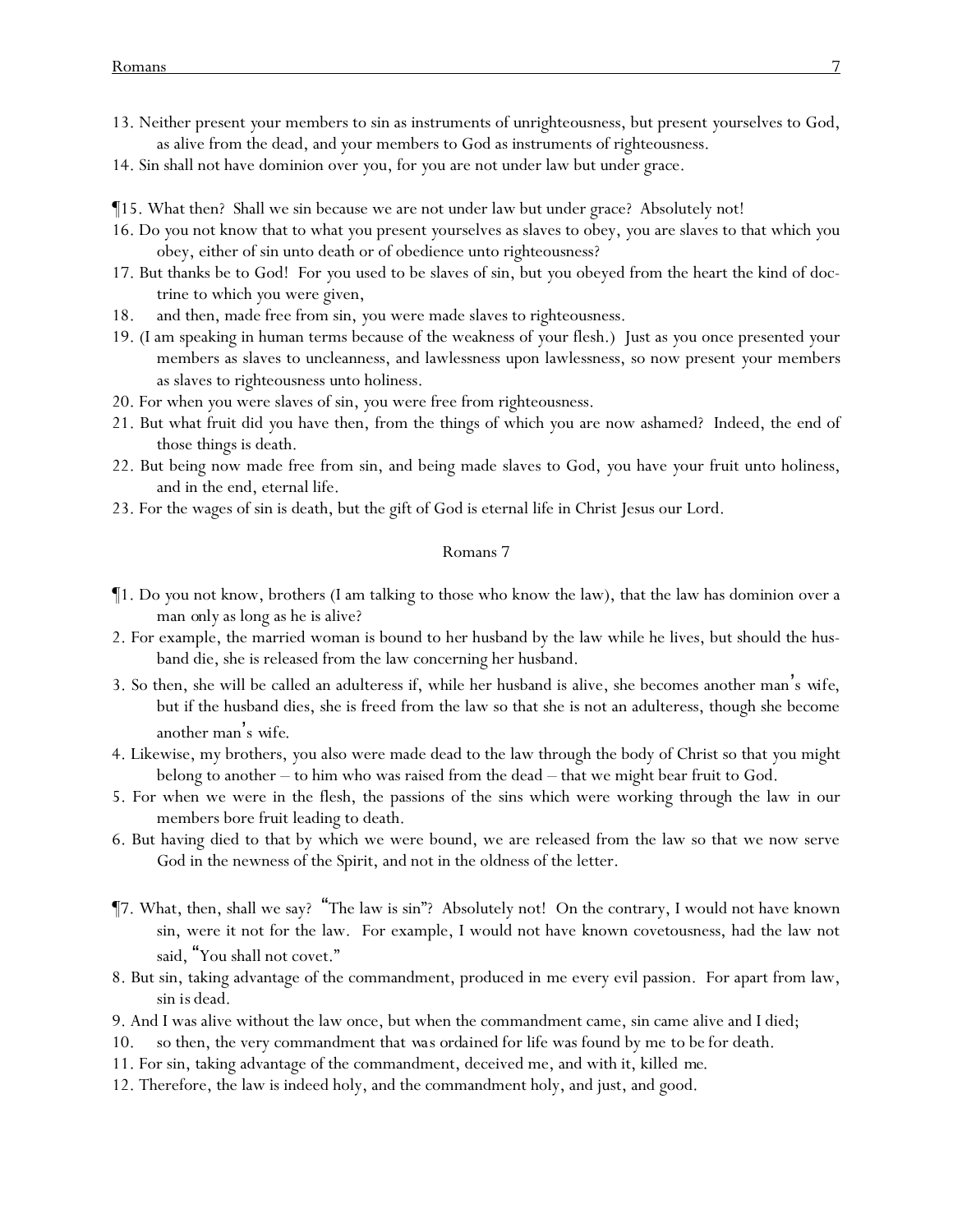13. Neither present your members to sin as instruments of unrighteousness, but present yourselves to God, as alive from the dead, and your members to God as instruments of righteousness.
14. Sin shall not have dominion over you, for you are not under law but under grace.

¶15. What then? Shall we sin because we are not under law but under grace? Absolutely not!
16. Do you not know that to what you present yourselves as slaves to obey, you are slaves to that which you obey, either of sin unto death or of obedience unto righteousness?
17. But thanks be to God! For you used to be slaves of sin, but you obeyed from the heart the kind of doctrine to which you were given,
18. and then, made free from sin, you were made slaves to righteousness.
19. (I am speaking in human terms because of the weakness of your flesh.) Just as you once presented your members as slaves to uncleanness, and lawlessness upon lawlessness, so now present your members as slaves to righteousness unto holiness.
20. For when you were slaves of sin, you were free from righteousness.
21. But what fruit did you have then, from the things of which you are now ashamed? Indeed, the end of those things is death.
22. But being now made free from sin, and being made slaves to God, you have your fruit unto holiness, and in the end, eternal life.
23. For the wages of sin is death, but the gift of God is eternal life in Christ Jesus our Lord.

## Romans 7

¶1. Do you not know, brothers (I am talking to those who know the law), that the law has dominion over a man only as long as he is alive?
2. For example, the married woman is bound to her husband by the law while he lives, but should the husband die, she is released from the law concerning her husband.
3. So then, she will be called an adulteress if, while her husband is alive, she becomes another man's wife, but if the husband dies, she is freed from the law so that she is not an adulteress, though she become another man's wife.
4. Likewise, my brothers, you also were made dead to the law through the body of Christ so that you might belong to another – to him who was raised from the dead – that we might bear fruit to God.
5. For when we were in the flesh, the passions of the sins which were working through the law in our members bore fruit leading to death.
6. But having died to that by which we were bound, we are released from the law so that we now serve God in the newness of the Spirit, and not in the oldness of the letter.

¶7. What, then, shall we say? "The law is sin"? Absolutely not! On the contrary, I would not have known sin, were it not for the law. For example, I would not have known covetousness, had the law not said, "You shall not covet."
8. But sin, taking advantage of the commandment, produced in me every evil passion. For apart from law, sin is dead.
9. And I was alive without the law once, but when the commandment came, sin came alive and I died;
10. so then, the very commandment that was ordained for life was found by me to be for death.
11. For sin, taking advantage of the commandment, deceived me, and with it, killed me.
12. Therefore, the law is indeed holy, and the commandment holy, and just, and good.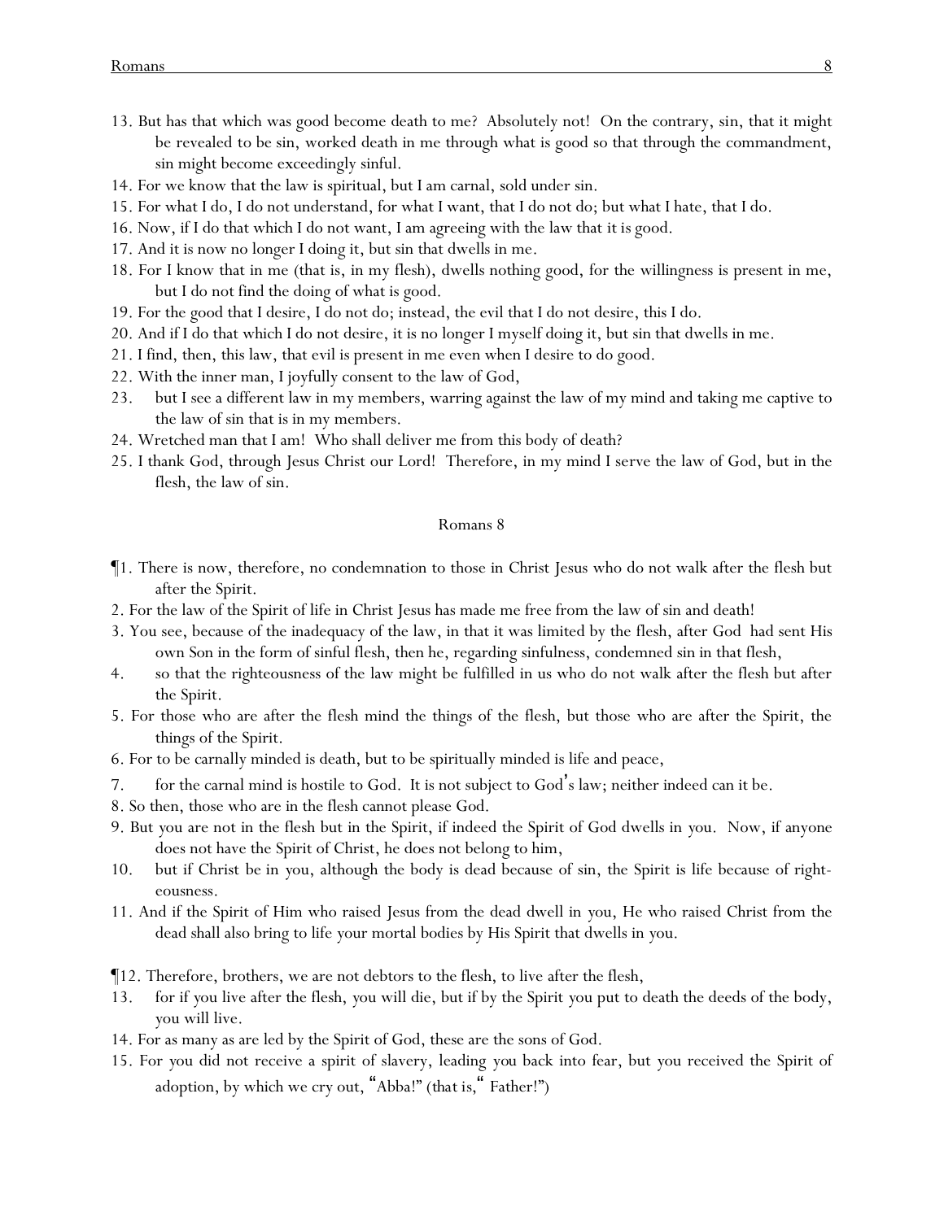13. But has that which was good become death to me? Absolutely not! On the contrary, sin, that it might be revealed to be sin, worked death in me through what is good so that through the commandment, sin might become exceedingly sinful.
14. For we know that the law is spiritual, but I am carnal, sold under sin.
15. For what I do, I do not understand, for what I want, that I do not do; but what I hate, that I do.
16. Now, if I do that which I do not want, I am agreeing with the law that it is good.
17. And it is now no longer I doing it, but sin that dwells in me.
18. For I know that in me (that is, in my flesh), dwells nothing good, for the willingness is present in me, but I do not find the doing of what is good.
19. For the good that I desire, I do not do; instead, the evil that I do not desire, this I do.
20. And if I do that which I do not desire, it is no longer I myself doing it, but sin that dwells in me.
21. I find, then, this law, that evil is present in me even when I desire to do good.
22. With the inner man, I joyfully consent to the law of God,
23. but I see a different law in my members, warring against the law of my mind and taking me captive to the law of sin that is in my members.
24. Wretched man that I am! Who shall deliver me from this body of death?
25. I thank God, through Jesus Christ our Lord! Therefore, in my mind I serve the law of God, but in the flesh, the law of sin.

## Romans 8

¶1. There is now, therefore, no condemnation to those in Christ Jesus who do not walk after the flesh but after the Spirit.
2. For the law of the Spirit of life in Christ Jesus has made me free from the law of sin and death!
3. You see, because of the inadequacy of the law, in that it was limited by the flesh, after God had sent His own Son in the form of sinful flesh, then he, regarding sinfulness, condemned sin in that flesh,
4. so that the righteousness of the law might be fulfilled in us who do not walk after the flesh but after the Spirit.
5. For those who are after the flesh mind the things of the flesh, but those who are after the Spirit, the things of the Spirit.
6. For to be carnally minded is death, but to be spiritually minded is life and peace,
7. for the carnal mind is hostile to God. It is not subject to God's law; neither indeed can it be.
8. So then, those who are in the flesh cannot please God.
9. But you are not in the flesh but in the Spirit, if indeed the Spirit of God dwells in you. Now, if anyone does not have the Spirit of Christ, he does not belong to him,
10. but if Christ be in you, although the body is dead because of sin, the Spirit is life because of righteousness.
11. And if the Spirit of Him who raised Jesus from the dead dwell in you, He who raised Christ from the dead shall also bring to life your mortal bodies by His Spirit that dwells in you.

¶12. Therefore, brothers, we are not debtors to the flesh, to live after the flesh,
13. for if you live after the flesh, you will die, but if by the Spirit you put to death the deeds of the body, you will live.
14. For as many as are led by the Spirit of God, these are the sons of God.
15. For you did not receive a spirit of slavery, leading you back into fear, but you received the Spirit of adoption, by which we cry out, "Abba!" (that is, "Father!")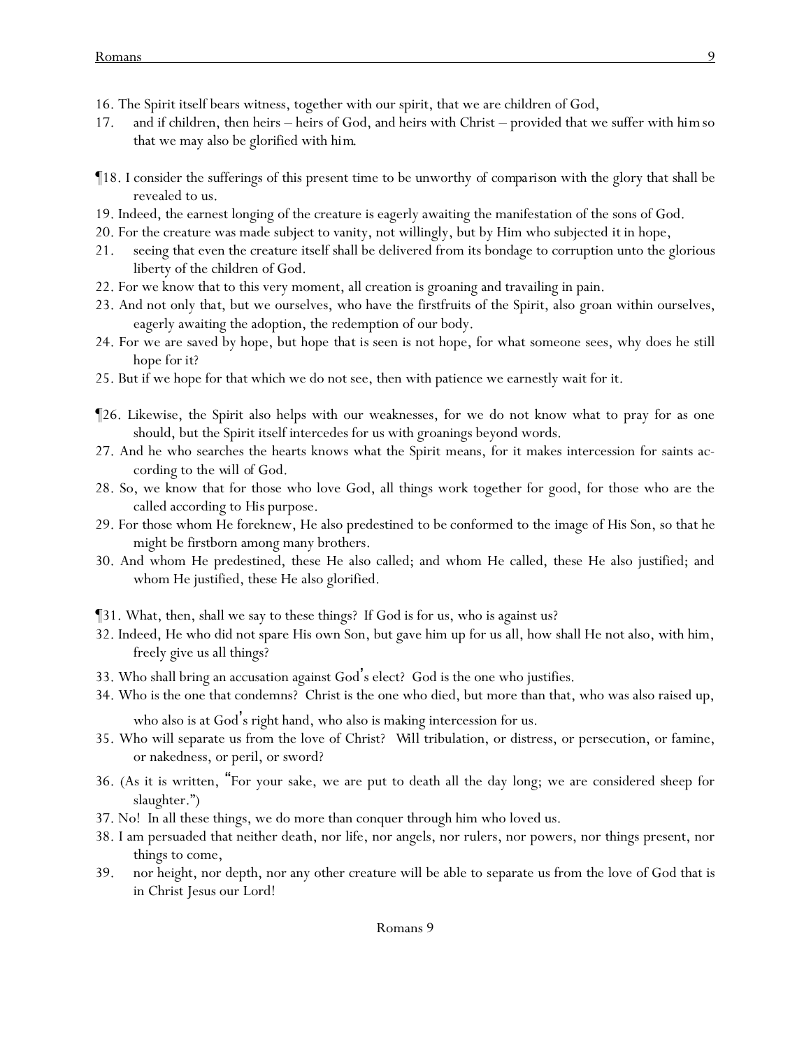16. The Spirit itself bears witness, together with our spirit, that we are children of God,
17. and if children, then heirs – heirs of God, and heirs with Christ – provided that we suffer with *him* so that we may also be glorified with *him*.

¶18. I consider the sufferings of this present time to be unworthy *of comparison* with the glory that shall be revealed to us.
19. Indeed, the earnest longing of the creature is eagerly awaiting the manifestation of the sons of God.
20. For the creature was made subject to vanity, not willingly, but by Him who subjected it in hope,
21. seeing that even the creature itself shall be delivered from its bondage to corruption unto the glorious liberty of the children of God.
22. For we know that to this very moment, all creation is groaning and travailing in pain.
23. And not only that, but we ourselves, who have the firstfruits of the Spirit, also groan within ourselves, eagerly awaiting the adoption, the redemption of our body.
24. For we are saved by hope, but hope *that* is seen is not hope, for what someone sees, why does he still hope for it?
25. But if we hope for that which we do not see, then with patience we earnestly wait for it.

¶26. Likewise, the Spirit also helps with our weaknesses, for we do not know what to pray for as one should, but the Spirit itself intercedes for us with groanings beyond words.
27. And he who searches the hearts knows what the Spirit means, for it makes intercession for saints according to *the will of* God.
28. So, we know that for those who love God, all things work together for good, for those who are the called according to *His* purpose.
29. For those whom He foreknew, He also predestined to be conformed to the image of His Son, so that he might be firstborn among many brothers.
30. And whom He predestined, these He also called; and whom He called, these He also justified; and whom He justified, these He also glorified.

¶31. What, then, shall we say to these things? If God is for us, who is against us?
32. Indeed, He who did not spare His own Son, but gave him up for us all, how shall He not also, with him, freely give us all things?
33. Who shall bring an accusation against God's elect? God is the one who justifies.
34. Who is the one that condemns? Christ is the one who died, but more than that, who was also raised up, who also is at God's right hand, who also is making intercession for us.
35. Who will separate us from the love of Christ? Will tribulation, or distress, or persecution, or famine, or nakedness, or peril, or sword?
36. (As it is written, "For your sake, we are put to death all the day long; we are considered sheep for slaughter.")
37. No! In all these things, we do more than conquer through him who loved us.
38. I am persuaded that neither death, nor life, nor angels, nor rulers, nor powers, nor things present, nor things to come,
39. nor height, nor depth, nor any other creature will be able to separate us from the love of God that is in Christ Jesus our Lord!

Romans 9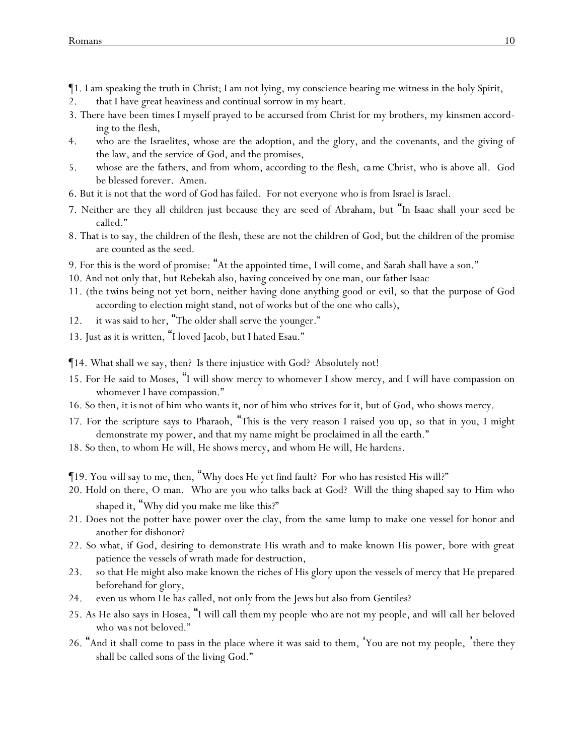¶1. I am speaking the truth in Christ; I am not lying, my conscience bearing me witness in the holy Spirit,

2. that I have great heaviness and continual sorrow in my heart.

3. There have been times I myself prayed to be accursed from Christ for my brothers, my kinsmen according to the flesh,

4. who are the Israelites, whose are the adoption, and the glory, and the covenants, and the giving of the law, and the service of God, and the promises,

5. whose are the fathers, and from whom, according to the flesh, *came* Christ, who is above all. God be blessed forever. Amen.

6. But it is not that the word of God has failed. For not everyone who is from Israel is Israel.

7. Neither are they all children just because they are seed of Abraham, but "In Isaac shall your seed be called."

8. That is to say, the children of the flesh, these are not the children of God, but the children of the promise are counted as the seed.

9. For this is the word of promise: "At the appointed time, I will come, and Sarah shall have a son."

10. And not only that, but Rebekah also, having conceived by one man, our father Isaac

11. (the *twins* being not yet born, neither having done anything good or evil, so that the purpose of God according to election might stand, not of works but of the one who calls),

12. it was said to her, "The older shall serve the younger."

13. Just as it is written, "I loved Jacob, but I hated Esau."

¶14. What shall we say, then? Is there injustice with God? Absolutely not!

15. For He said to Moses, "I will show mercy to whomever I show mercy, and I will have compassion on whomever I have compassion."

16. So then, it is not of him who wants it, nor of him who strives for it, but of God, who shows mercy.

17. For the scripture says to Pharaoh, "This is the very reason I raised you up, so that in you, I might demonstrate my power, and that my name might be proclaimed in all the earth."

18. So then, to whom He will, He shows mercy, and whom He will, He hardens.

¶19. You will say to me, then, "Why does He yet find fault? For who has resisted His will?"

20. Hold on there, O man. Who are you who talks back at God? Will the thing shaped say to Him who shaped it, "Why did you make me like this?"

21. Does not the potter have power over the clay, from the same lump to make one vessel for honor and another for dishonor?

22. So what, if God, desiring to demonstrate His wrath and to make known His power, bore with great patience the vessels of wrath made for destruction,

23. so that He might also make known the riches of His glory upon the vessels of mercy that He prepared beforehand for glory,

24. even us whom He has called, not only from the Jews but also from Gentiles?

25. As He also says in Hosea, "I will call them my people *who are* not my people, and *will call* her beloved *who was* not beloved."

26. "And it shall come to pass in the place where it was said to them, 'You are not my people,' there they shall be called sons of the living God."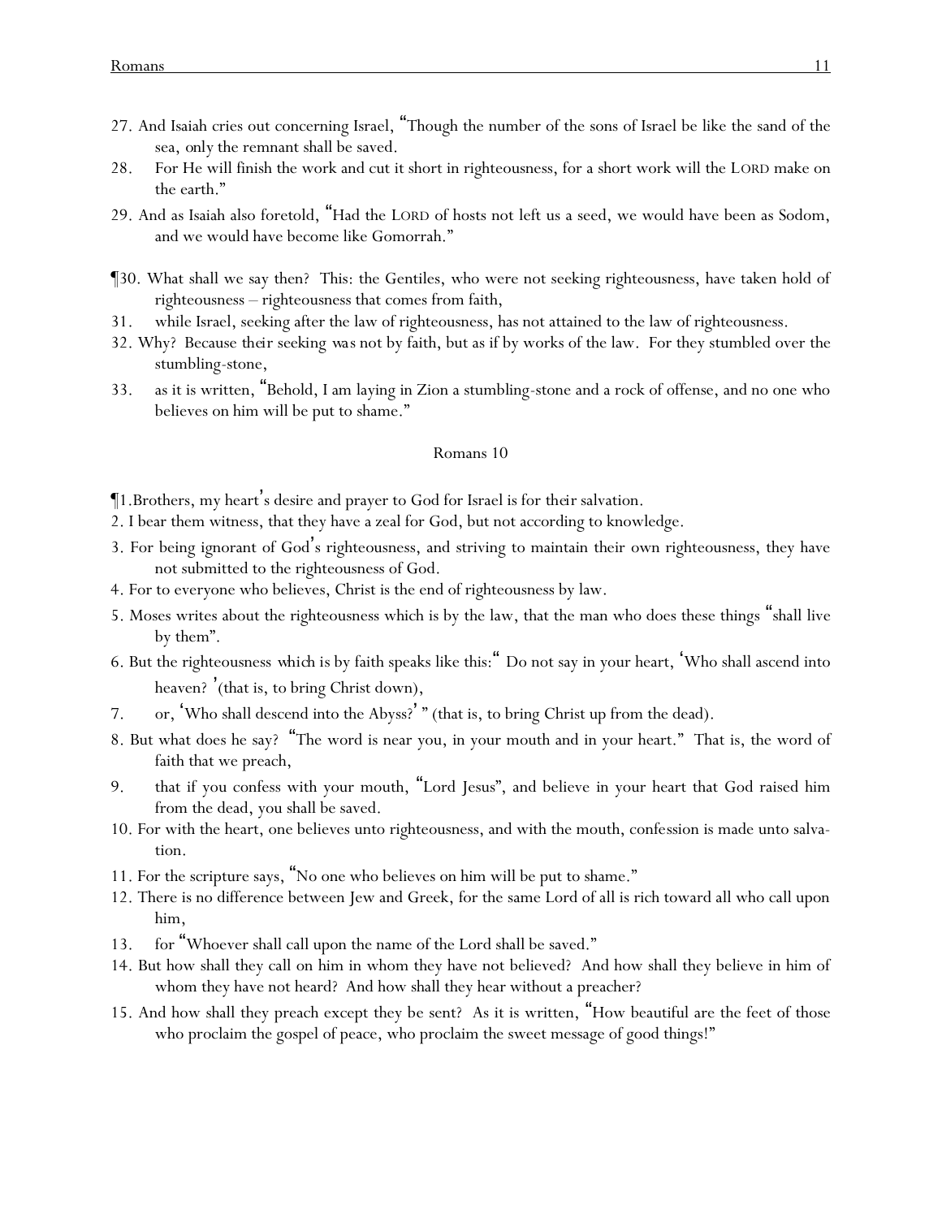27. And Isaiah cries out concerning Israel, "Though the number of the sons of Israel be like the sand of the sea, only the remnant shall be saved.
28. For He will finish the work and cut it short in righteousness, for a short work will the LORD make on the earth."
29. And as Isaiah also foretold, "Had the LORD of hosts not left us a seed, we would have been as Sodom, and we would have become like Gomorrah."

¶30. What shall we say then? This: the Gentiles, who were not seeking righteousness, have taken hold of righteousness – righteousness that comes from faith,
31. while Israel, seeking after the law of righteousness, has not attained to the law of righteousness.
32. Why? Because *their seeking was* not by faith, but as if by works of the law. For they stumbled over the stumbling-stone,
33. as it is written, "Behold, I am laying in Zion a stumbling-stone and a rock of offense, and no one who believes on him will be put to shame."

## Romans 10

¶1.Brothers, my heart's desire and prayer to God for Israel is for *their* salvation.
2. I bear them witness, that they have a zeal for God, but not according to knowledge.
3. For being ignorant of God's righteousness, and striving to maintain their own righteousness, they have not submitted to the righteousness of God.
4. For to everyone who believes, Christ is the end of righteousness by law.
5. Moses writes about the righteousness which is by the law, that the man who does these things "shall live by them".
6. But the righteousness *which is* by faith speaks like this:" Do not say in your heart, 'Who shall ascend into heaven? '(that is, to bring Christ down),
7. or, 'Who shall descend into the Abyss?' " (that is, to bring Christ up from the dead).
8. But what does he say? "The word is near you, in your mouth and in your heart." That is, the word of faith that we preach,
9. that if you confess with your mouth, "Lord Jesus", and believe in your heart that God raised him from the dead, you shall be saved.
10. For with the heart, one believes unto righteousness, and with the mouth, confession is made unto salvation.
11. For the scripture says, "No one who believes on him will be put to shame."
12. There is no difference between Jew and Greek, for the same Lord of all is rich toward all who call upon him,
13. for "Whoever shall call upon the name of the Lord shall be saved."
14. But how shall they call on him in whom they have not believed? And how shall they believe in him of whom they have not heard? And how shall they hear without a preacher?
15. And how shall they preach except they be sent? As it is written, "How beautiful are the feet of those who proclaim the gospel of peace, who proclaim the sweet message of good things!"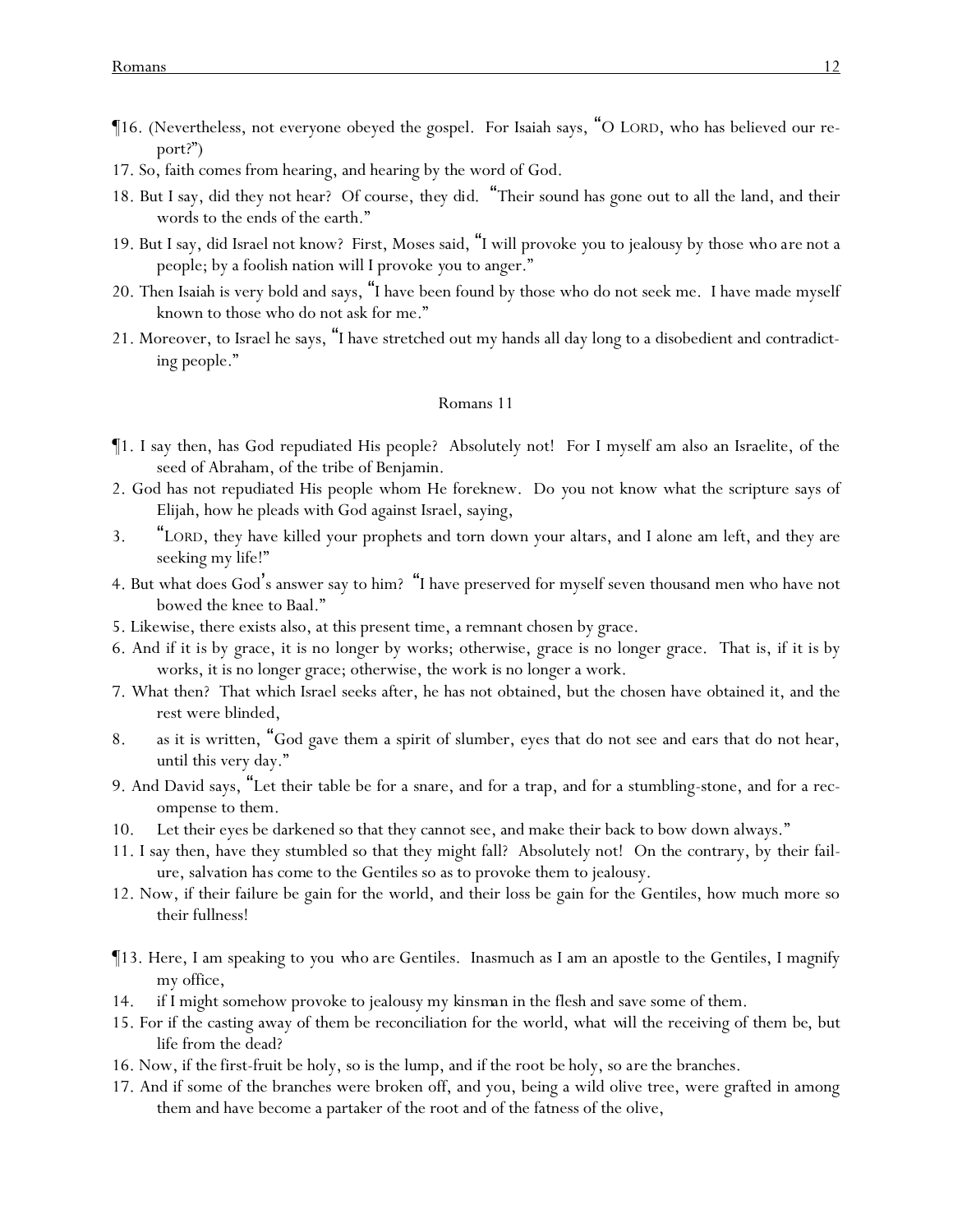¶16. (Nevertheless, not everyone obeyed the gospel. For Isaiah says, "O LORD, who has believed our report?")

17. So, faith comes from hearing, and hearing by the word of God.

18. But I say, did they not hear? Of course, they did. "Their sound has gone out to all the land, and their words to the ends of the earth."

19. But I say, did Israel not know? First, Moses said, "I will provoke you to jealousy by those who are not a people; by a foolish nation will I provoke you to anger."

20. Then Isaiah is very bold and says, "I have been found by those who do not seek me. I have made myself known to those who do not ask for me."

21. Moreover, to Israel he says, "I have stretched out my hands all day long to a disobedient and contradicting people."

## Romans 11

¶1. I say then, has God repudiated His people? Absolutely not! For I myself am also an Israelite, of the seed of Abraham, of the tribe of Benjamin.

2. God has not repudiated His people whom He foreknew. Do you not know what the scripture says of Elijah, how he pleads with God against Israel, saying,

3. "LORD, they have killed your prophets and torn down your altars, and I alone am left, and they are seeking my life!"

4. But what does God's answer say to him? "I have preserved for myself seven thousand men who have not bowed the knee to Baal."

5. Likewise, there exists also, at this present time, a remnant chosen by grace.

6. And if it is by grace, it is no longer by works; otherwise, grace is no longer grace. That is, if it is by works, it is no longer grace; otherwise, the work is no longer a work.

7. What then? That which Israel seeks after, he has not obtained, but the chosen have obtained it, and the rest were blinded,

8. as it is written, "God gave them a spirit of slumber, eyes that do not see and ears that do not hear, until this very day."

9. And David says, "Let their table be for a snare, and for a trap, and for a stumbling-stone, and for a recompense to them.

10. Let their eyes be darkened so that they cannot see, and make their back to bow down always."

11. I say then, have they stumbled so that they might fall? Absolutely not! On the contrary, by their failure, salvation has come to the Gentiles so as to provoke them to jealousy.

12. Now, if their failure be gain for the world, and their loss be gain for the Gentiles, how much more so their fullness!

¶13. Here, I am speaking to you who are Gentiles. Inasmuch as I am an apostle to the Gentiles, I magnify my office,

14. if I might somehow provoke to jealousy my kinsman in the flesh and save some of them.

15. For if the casting away of them be reconciliation for the world, what will the receiving of them be, but life from the dead?

16. Now, if the first-fruit be holy, so is the lump, and if the root be holy, so are the branches.

17. And if some of the branches were broken off, and you, being a wild olive tree, were grafted in among them and have become a partaker of the root and of the fatness of the olive,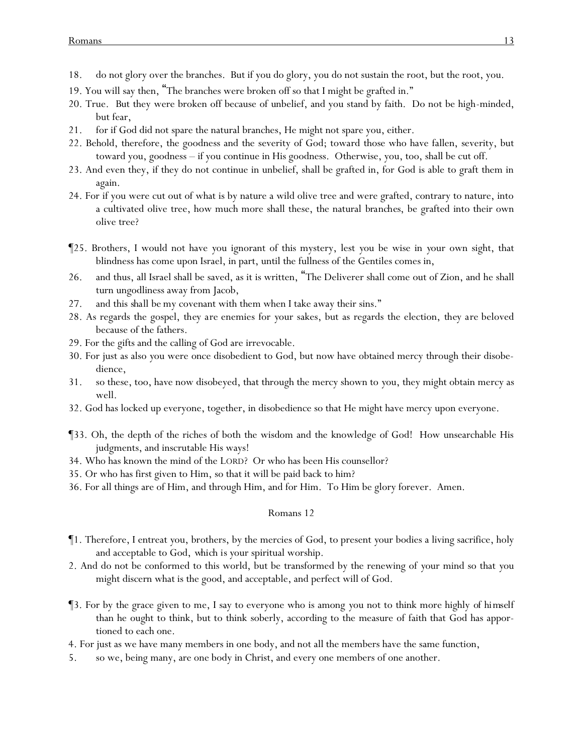18. do not glory over the branches. But if you do glory, you do not sustain the root, but the root, you.

19. You will say then, "The branches were broken off so that I might be grafted in."

20. True. But they were broken off because of unbelief, and you stand by faith. Do not be high-minded, but fear,

21. for if God did not spare the natural branches, He might not spare you, either.

22. Behold, therefore, the goodness and the severity of God; toward those who have fallen, severity, but toward you, goodness – if you continue in His goodness. Otherwise, you, too, shall be cut off.

23. And even they, if they do not continue in unbelief, shall be grafted in, for God is able to graft them in again.

24. For if you were cut out of what is by nature a wild olive tree and were grafted, contrary to nature, into a cultivated olive tree, how much more shall these, the natural branches, be grafted into their own olive tree?

¶25. Brothers, I would not have you ignorant of this mystery, lest you be wise in your own sight, that blindness has come upon Israel, in part, until the fullness of the Gentiles comes in,

26. and thus, all Israel shall be saved, as it is written, "The Deliverer shall come out of Zion, and he shall turn ungodliness away from Jacob,

27. and this shall be my covenant with them when I take away their sins."

28. As regards the gospel, they are enemies for your sakes, but as regards the election, they are beloved because of the fathers.

29. For the gifts and the calling of God are irrevocable.

30. For just as also you were once disobedient to God, but now have obtained mercy through their disobedience,

31. so these, too, have now disobeyed, that through the mercy shown to you, they might obtain mercy as well.

32. God has locked up everyone, together, in disobedience so that He might have mercy upon everyone.

¶33. Oh, the depth of the riches of both the wisdom and the knowledge of God! How unsearchable His judgments, and inscrutable His ways!

34. Who has known the mind of the LORD? Or who has been His counsellor?

35. Or who has first given to Him, so that it will be paid back to him?

36. For all things are of Him, and through Him, and for Him. To Him be glory forever. Amen.

## Romans 12

¶1. Therefore, I entreat you, brothers, by the mercies of God, to present your bodies a living sacrifice, holy and acceptable to God, which is your spiritual worship.

2. And do not be conformed to this world, but be transformed by the renewing of your mind so that you might discern what is the good, and acceptable, and perfect will of God.

¶3. For by the grace given to me, I say to everyone who is among you not to think more highly of himself than he ought to think, but to think soberly, according to the measure of faith that God has apportioned to each one.

4. For just as we have many members in one body, and not all the members have the same function,

5. so we, being many, are one body in Christ, and every one members of one another.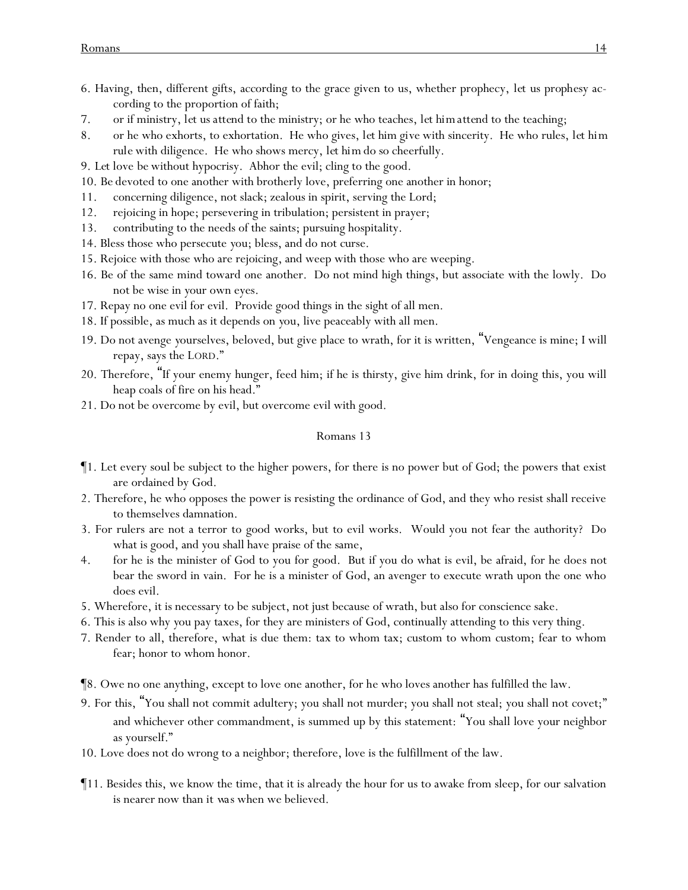6. Having, then, different gifts, according to the grace given to us, whether prophecy, let us prophesy according to the proportion of faith;

7. or if ministry, let us attend to the ministry; or he who teaches, let him attend to the teaching;

8. or he who exhorts, to exhortation. He who gives, let him give with sincerity. He who rules, let him rule with diligence. He who shows mercy, let him do so cheerfully.

9. Let love be without hypocrisy. Abhor the evil; cling to the good.

10. Be devoted to one another with brotherly love, preferring one another in honor;

11. concerning diligence, not slack; zealous in spirit, serving the Lord;

12. rejoicing in hope; persevering in tribulation; persistent in prayer;

13. contributing to the needs of the saints; pursuing hospitality.

14. Bless those who persecute you; bless, and do not curse.

15. Rejoice with those who are rejoicing, and weep with those who are weeping.

16. Be of the same mind toward one another. Do not mind high things, but associate with the lowly. Do not be wise in your own eyes.

17. Repay no one evil for evil. Provide good things in the sight of all men.

18. If possible, as much as it depends on you, live peaceably with all men.

19. Do not avenge yourselves, beloved, but give place to wrath, for it is written, "Vengeance is mine; I will repay, says the LORD."

20. Therefore, "If your enemy hunger, feed him; if he is thirsty, give him drink, for in doing this, you will heap coals of fire on his head."

21. Do not be overcome by evil, but overcome evil with good.

## Romans 13

¶1. Let every soul be subject to the higher powers, for there is no power but of God; the powers that exist are ordained by God.

2. Therefore, he who opposes the power is resisting the ordinance of God, and they who resist shall receive to themselves damnation.

3. For rulers are not a terror to good works, but to evil works. Would you not fear the authority? Do what is good, and you shall have praise of the same,

4. for he is the minister of God to you for good. But if you do what is evil, be afraid, for he does not bear the sword in vain. For he is a minister of God, an avenger to execute wrath upon the one who does evil.

5. Wherefore, it is necessary to be subject, not just because of wrath, but also for conscience sake.

6. This is also why you pay taxes, for they are ministers of God, continually attending to this very thing.

7. Render to all, therefore, what is due them: tax to whom tax; custom to whom custom; fear to whom fear; honor to whom honor.

¶8. Owe no one anything, except to love one another, for he who loves another has fulfilled the law.

9. For this, "You shall not commit adultery; you shall not murder; you shall not steal; you shall not covet;" and whichever other commandment, is summed up by this statement: "You shall love your neighbor as yourself."

10. Love does not do wrong to a neighbor; therefore, love is the fulfillment of the law.

¶11. Besides this, we know the time, that it is already the hour for us to awake from sleep, for our salvation is nearer now than it was when we believed.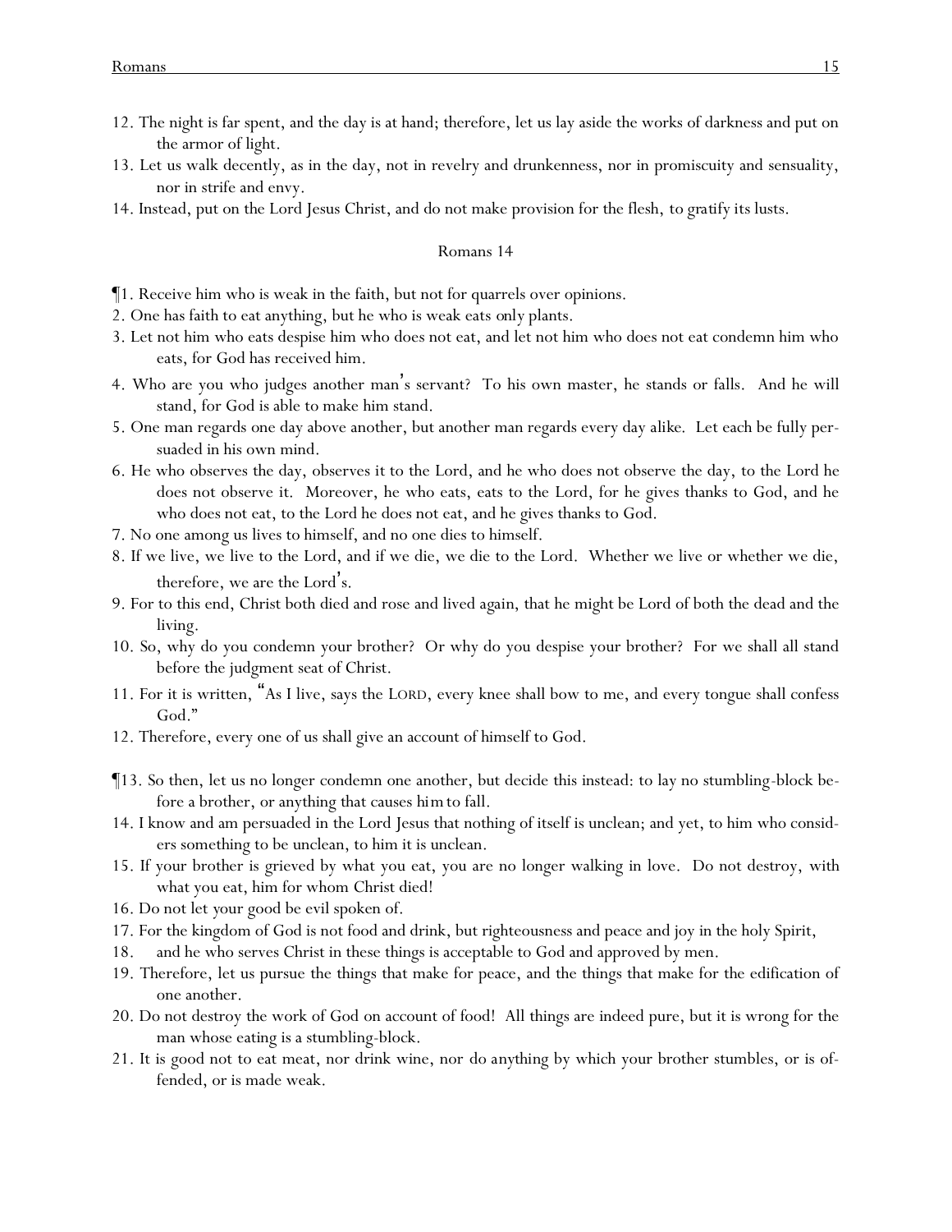12. The night is far spent, and the day is at hand; therefore, let us lay aside the works of darkness and put on the armor of light.
13. Let us walk decently, as in the day, not in revelry and drunkenness, nor in promiscuity and sensuality, nor in strife and envy.
14. Instead, put on the Lord Jesus Christ, and do not make provision for the flesh, to gratify its lusts.

## Romans 14

¶1. Receive him who is weak in the faith, but not for quarrels over opinions.
2. One has faith to eat anything, but he who is weak eats only plants.
3. Let not him who eats despise him who does not eat, and let not him who does not eat condemn him who eats, for God has received him.
4. Who are you who judges another man's servant? To his own master, he stands or falls. And he will stand, for God is able to make him stand.
5. One man regards one day above another, but another man regards every day alike. Let each be fully persuaded in his own mind.
6. He who observes the day, observes it to the Lord, and he who does not observe the day, to the Lord he does not observe it. Moreover, he who eats, eats to the Lord, for he gives thanks to God, and he who does not eat, to the Lord he does not eat, and he gives thanks to God.
7. No one among us lives to himself, and no one dies to himself.
8. If we live, we live to the Lord, and if we die, we die to the Lord. Whether we live or whether we die, therefore, we are the Lord's.
9. For to this end, Christ both died and rose and lived again, that he might be Lord of both the dead and the living.
10. So, why do you condemn your brother? Or why do you despise your brother? For we shall all stand before the judgment seat of Christ.
11. For it is written, "As I live, says the LORD, every knee shall bow to me, and every tongue shall confess God."
12. Therefore, every one of us shall give an account of himself to God.

¶13. So then, let us no longer condemn one another, but decide this instead: to lay no stumbling-block before a brother, or anything that causes *him* to fall.
14. I know and am persuaded in the Lord Jesus that nothing of itself is unclean; and yet, to him who considers something to be unclean, to him it is unclean.
15. If your brother is grieved by what you eat, you are no longer walking in love. Do not destroy, with what you eat, him for whom Christ died!
16. Do not let your good be evil spoken of.
17. For the kingdom of God is not food and drink, but righteousness and peace and joy in the holy Spirit,
18. and he who serves Christ in these things is acceptable to God and approved by men.
19. Therefore, let us pursue the things that make for peace, and the things that make for the edification of one another.
20. Do not destroy the work of God on account of food! All things are indeed pure, but it is wrong for the man whose eating is a stumbling-block.
21. It is good not to eat meat, nor drink wine, nor do anything by which your brother stumbles, or is offended, or is made weak.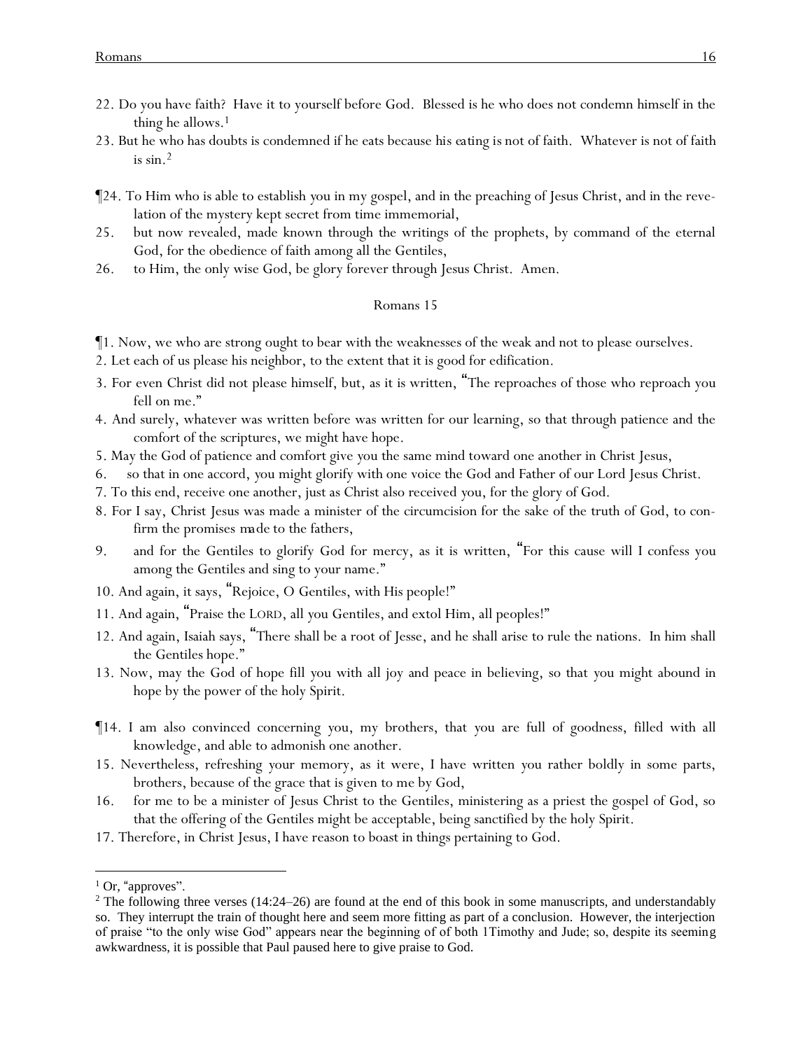22. Do you have faith? Have it to yourself before God. Blessed is he who does not condemn himself in the thing he allows.[1]

23. But he who has doubts is condemned if he eats because his eating is not of faith. Whatever is not of faith is sin.[2]

¶24. To Him who is able to establish you in my gospel, and in the preaching of Jesus Christ, and in the revelation of the mystery kept secret from time immemorial,

25. but now revealed, made known through the writings of the prophets, by command of the eternal God, for the obedience of faith among all the Gentiles,

26. to Him, the only wise God, be glory forever through Jesus Christ. Amen.

## Romans 15

¶1. Now, we who are strong ought to bear with the weaknesses of the weak and not to please ourselves.

2. Let each of us please his neighbor, to the extent that it is good for edification.

3. For even Christ did not please himself, but, as it is written, "The reproaches of those who reproach you fell on me."

4. And surely, whatever was written before was written for our learning, so that through patience and the comfort of the scriptures, we might have hope.

5. May the God of patience and comfort give you the same mind toward one another in Christ Jesus,

6. so that in one accord, you might glorify with one voice the God and Father of our Lord Jesus Christ.

7. To this end, receive one another, just as Christ also received you, for the glory of God.

8. For I say, Christ Jesus was made a minister of the circumcision for the sake of the truth of God, to confirm the promises made to the fathers,

9. and for the Gentiles to glorify God for mercy, as it is written, "For this cause will I confess you among the Gentiles and sing to your name."

10. And again, it says, "Rejoice, O Gentiles, with His people!"

11. And again, "Praise the LORD, all you Gentiles, and extol Him, all peoples!"

12. And again, Isaiah says, "There shall be a root of Jesse, and he shall arise to rule the nations. In him shall the Gentiles hope."

13. Now, may the God of hope fill you with all joy and peace in believing, so that you might abound in hope by the power of the holy Spirit.

¶14. I am also convinced concerning you, my brothers, that you are full of goodness, filled with all knowledge, and able to admonish one another.

15. Nevertheless, refreshing your memory, as it were, I have written you rather boldly in some parts, brothers, because of the grace that is given to me by God,

16. for me to be a minister of Jesus Christ to the Gentiles, ministering as a priest the gospel of God, so that the offering of the Gentiles might be acceptable, being sanctified by the holy Spirit.

17. Therefore, in Christ Jesus, I have reason to boast in things pertaining to God.

---

[1] Or, "approves".

[2] The following three verses (14:24–26) are found at the end of this book in some manuscripts, and understandably so. They interrupt the train of thought here and seem more fitting as part of a conclusion. However, the interjection of praise "to the only wise God" appears near the beginning of of both 1Timothy and Jude; so, despite its seeming awkwardness, it is possible that Paul paused here to give praise to God.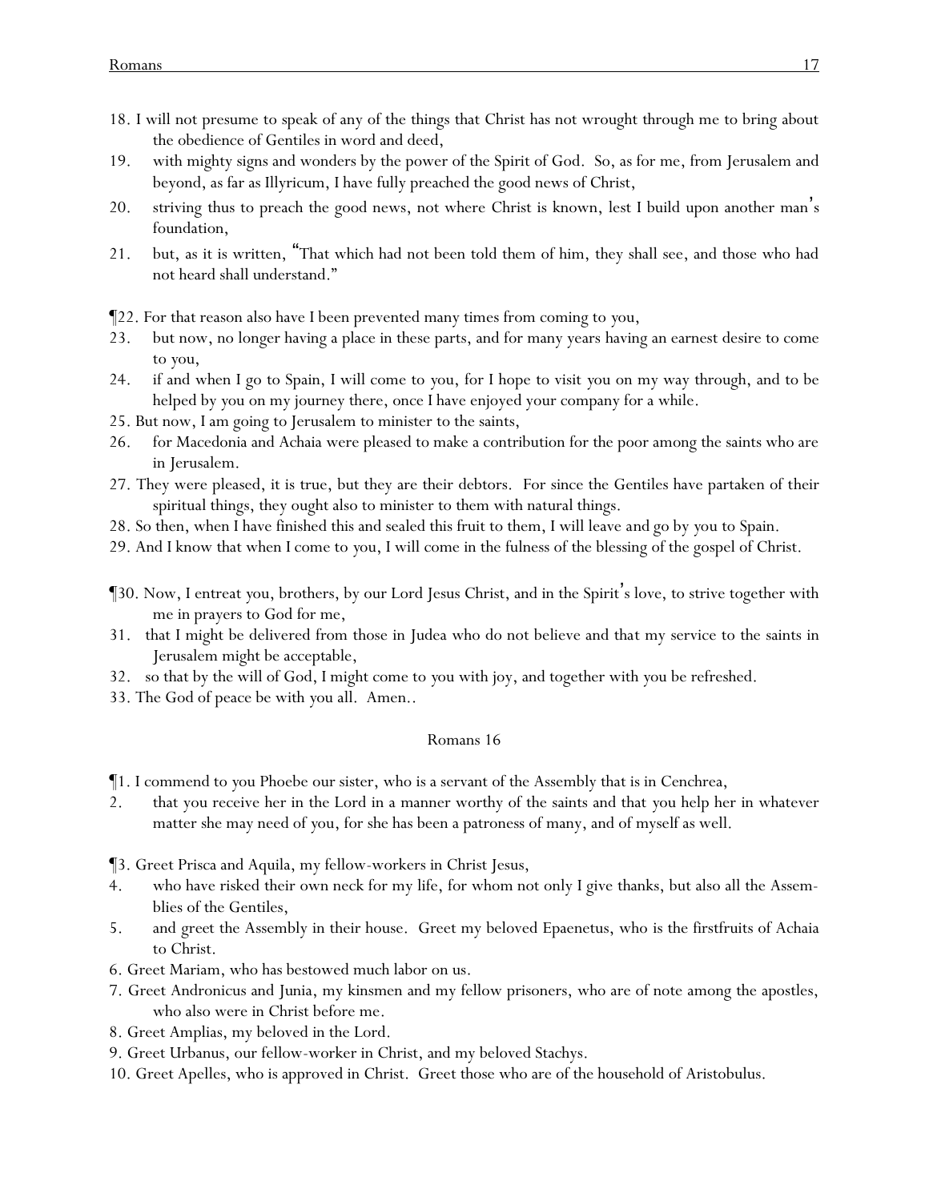18. I will not presume to speak of any of the things that Christ has not wrought through me to bring about the obedience of Gentiles in word and deed,

19. with mighty signs and wonders by the power of the Spirit of God. So, as for me, from Jerusalem and beyond, as far as Illyricum, I have fully preached the good news of Christ,

20. striving thus to preach the good news, not where Christ is known, lest I build upon another man's foundation,

21. but, as it is written, "That which had not been told them of him, they shall see, and those who had not heard shall understand."

¶22. For that reason also have I been prevented many times from coming to you,

23. but now, no longer having a place in these parts, and for many years having an earnest desire to come to you,

24. if and when I go to Spain, I will come to you, for I hope to visit you on my way through, and to be helped by you on my journey there, once I have enjoyed your company for a while.

25. But now, I am going to Jerusalem to minister to the saints,

26. for Macedonia and Achaia were pleased to make a contribution for the poor among the saints who are in Jerusalem.

27. They were pleased, it is true, but they are their debtors. For since the Gentiles have partaken of their spiritual things, they ought also to minister to them with natural things.

28. So then, when I have finished this and sealed this fruit to them, I will leave and go by you to Spain.

29. And I know that when I come to you, I will come in the fulness of the blessing of the gospel of Christ.

¶30. Now, I entreat you, brothers, by our Lord Jesus Christ, and in the Spirit's love, to strive together with me in prayers to God for me,

31. that I might be delivered from those in Judea who do not believe and that my service to the saints in Jerusalem might be acceptable,

32. so that by the will of God, I might come to you with joy, and together with you be refreshed.

33. The God of peace be with you all. Amen..

## Romans 16

¶1. I commend to you Phoebe our sister, who is a servant of the Assembly that is in Cenchrea,

2. that you receive her in the Lord in a manner worthy of the saints and that you help her in whatever matter she may need of you, for she has been a patroness of many, and of myself as well.

¶3. Greet Prisca and Aquila, my fellow-workers in Christ Jesus,

4. who have risked their own neck for my life, for whom not only I give thanks, but also all the Assemblies of the Gentiles,

5. and greet the Assembly in their house. Greet my beloved Epaenetus, who is the firstfruits of Achaia to Christ.

6. Greet Mariam, who has bestowed much labor on us.

7. Greet Andronicus and Junia, my kinsmen and my fellow prisoners, who are of note among the apostles, who also were in Christ before me.

8. Greet Amplias, my beloved in the Lord.

9. Greet Urbanus, our fellow-worker in Christ, and my beloved Stachys.

10. Greet Apelles, who is approved in Christ. Greet those who are of the household of Aristobulus.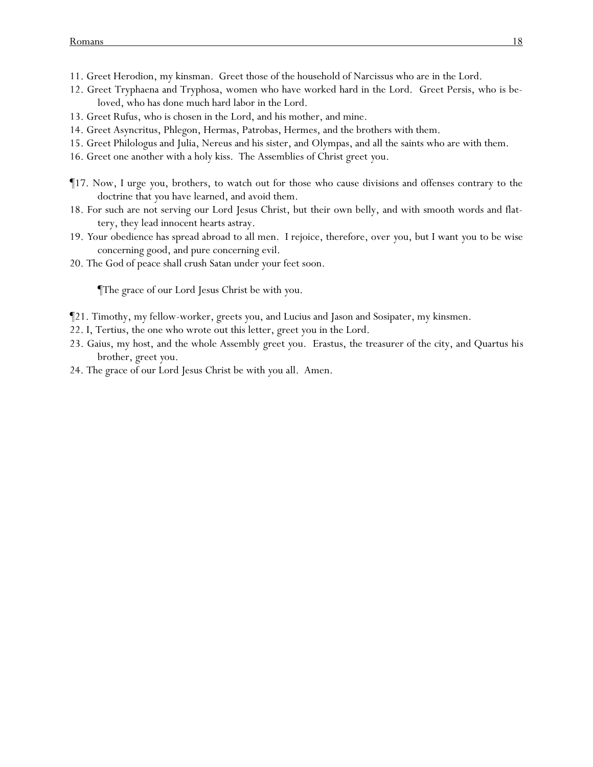11. Greet Herodion, my kinsman. Greet those of the household of Narcissus who are in the Lord.
12. Greet Tryphaena and Tryphosa, women who have worked hard in the Lord. Greet Persis, who is beloved, who has done much hard labor in the Lord.
13. Greet Rufus, who is chosen in the Lord, and his mother, and mine.
14. Greet Asyncritus, Phlegon, Hermas, Patrobas, Hermes, and the brothers with them.
15. Greet Philologus and Julia, Nereus and his sister, and Olympas, and all the saints who are with them.
16. Greet one another with a holy kiss. The Assemblies of Christ greet you.

¶17. Now, I urge you, brothers, to watch out for those who cause divisions and offenses contrary to the doctrine that you have learned, and avoid them.
18. For such are not serving our Lord Jesus Christ, but their own belly, and with smooth words and flattery, they lead innocent hearts astray.
19. Your obedience has spread abroad to all men. I rejoice, therefore, over you, but I want you to be wise concerning good, and pure concerning evil.
20. The God of peace shall crush Satan under your feet soon.

¶The grace of our Lord Jesus Christ be with you.

¶21. Timothy, my fellow-worker, greets you, and Lucius and Jason and Sosipater, my kinsmen.
22. I, Tertius, the one who wrote out this letter, greet you in the Lord.
23. Gaius, my host, and the whole Assembly greet you. Erastus, the treasurer of the city, and Quartus his brother, greet you.
24. The grace of our Lord Jesus Christ be with you all. Amen.